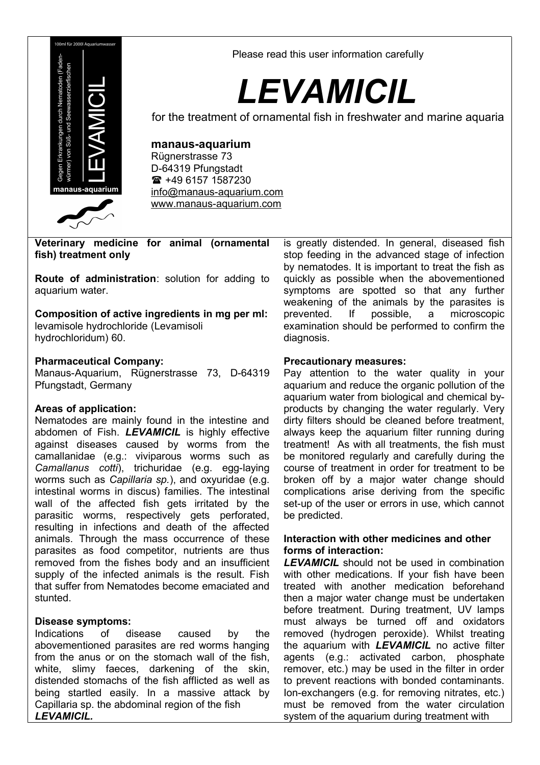100ml für 2000l Aquariumwasser

Gegen Erkrankungen durch Nematoden (Fadenwürmer) von Süß- und Seewasserzierfischen

LEVAMICIL

manaus-aquarium

Please read this user information carefully

# *LEVAMICIL*

for the treatment of ornamental fish in freshwater and marine aquaria

**manaus-aquarium**
Rügnerstrasse 73
D-64319 Pfungstadt
☎ +49 6157 1587230
info@manaus-aquarium.com
www.manaus-aquarium.com

**Veterinary medicine for animal (ornamental fish) treatment only**

**Route of administration**: solution for adding to aquarium water.

**Composition of active ingredients in mg per ml:**
levamisole hydrochloride (Levamisoli hydrochloridum) 60.

**Pharmaceutical Company:**
Manaus-Aquarium, Rügnerstrasse 73, D-64319 Pfungstadt, Germany

**Areas of application:**
Nematodes are mainly found in the intestine and abdomen of Fish. ***LEVAMICIL*** is highly effective against diseases caused by worms from the camallanidae (e.g.: viviparous worms such as *Camallanus cotti*), trichuridae (e.g. egg-laying worms such as *Capillaria sp.*), and oxyuridae (e.g. intestinal worms in discus) families. The intestinal wall of the affected fish gets irritated by the parasitic worms, respectively gets perforated, resulting in infections and death of the affected animals. Through the mass occurrence of these parasites as food competitor, nutrients are thus removed from the fishes body and an insufficient supply of the infected animals is the result. Fish that suffer from Nematodes become emaciated and stunted.

**Disease symptoms:**
Indications of disease caused by the abovementioned parasites are red worms hanging from the anus or on the stomach wall of the fish, white, slimy faeces, darkening of the skin, distended stomachs of the fish afflicted as well as being startled easily. In a massive attack by Capillaria sp. the abdominal region of the fish is greatly distended. In general, diseased fish stop feeding in the advanced stage of infection by nematodes. It is important to treat the fish as quickly as possible when the abovementioned symptoms are spotted so that any further weakening of the animals by the parasites is prevented. If possible, a microscopic examination should be performed to confirm the diagnosis.

**Precautionary measures:**
Pay attention to the water quality in your aquarium and reduce the organic pollution of the aquarium water from biological and chemical by-products by changing the water regularly. Very dirty filters should be cleaned before treatment, always keep the aquarium filter running during treatment! As with all treatments, the fish must be monitored regularly and carefully during the course of treatment in order for treatment to be broken off by a major water change should complications arise deriving from the specific set-up of the user or errors in use, which cannot be predicted.

**Interaction with other medicines and other forms of interaction:**
***LEVAMICIL*** should not be used in combination with other medications. If your fish have been treated with another medication beforehand then a major water change must be undertaken before treatment. During treatment, UV lamps must always be turned off and oxidators removed (hydrogen peroxide). Whilst treating the aquarium with ***LEVAMICIL*** no active filter agents (e.g.: activated carbon, phosphate remover, etc.) may be used in the filter in order to prevent reactions with bonded contaminants. Ion-exchangers (e.g. for removing nitrates, etc.) must be removed from the water circulation system of the aquarium during treatment with ***LEVAMICIL.***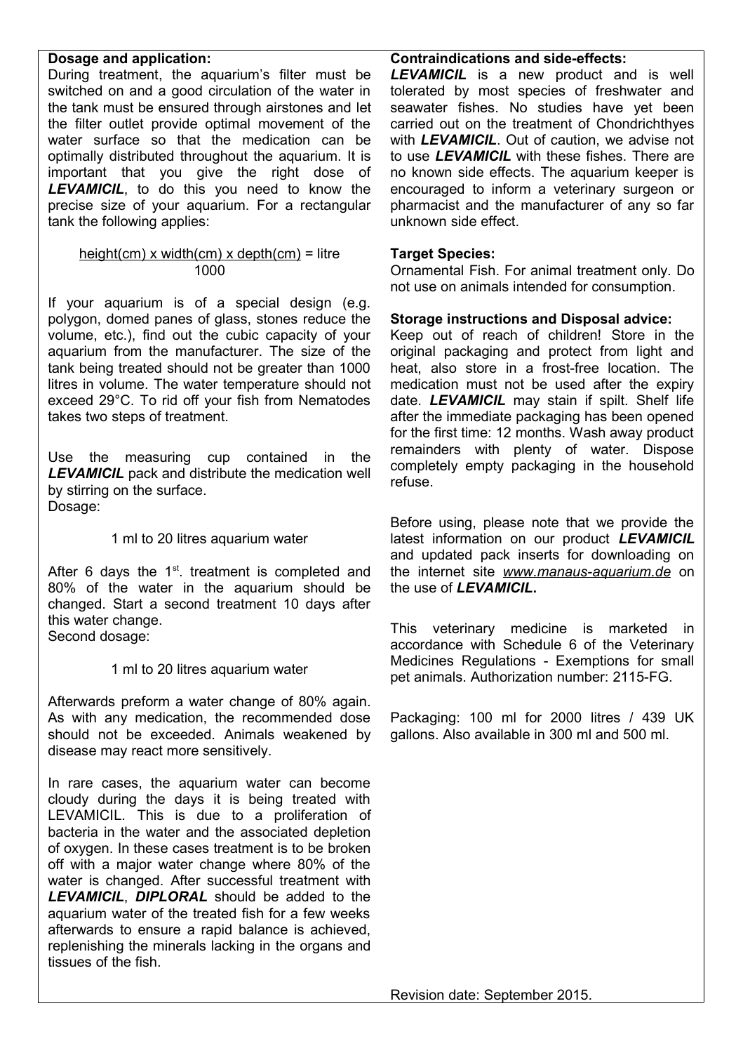**Dosage and application:**

During treatment, the aquarium's filter must be switched on and a good circulation of the water in the tank must be ensured through airstones and let the filter outlet provide optimal movement of the water surface so that the medication can be optimally distributed throughout the aquarium. It is important that you give the right dose of ***LEVAMICIL***, to do this you need to know the precise size of your aquarium. For a rectangular tank the following applies:

$$\frac{\text{height(cm)} \times \text{width(cm)} \times \text{depth(cm)}}{1000} = \text{litre}$$

If your aquarium is of a special design (e.g. polygon, domed panes of glass, stones reduce the volume, etc.), find out the cubic capacity of your aquarium from the manufacturer. The size of the tank being treated should not be greater than 1000 litres in volume. The water temperature should not exceed 29°C. To rid off your fish from Nematodes takes two steps of treatment.

Use the measuring cup contained in the ***LEVAMICIL*** pack and distribute the medication well by stirring on the surface.

Dosage:

1 ml to 20 litres aquarium water

After 6 days the 1st. treatment is completed and 80% of the water in the aquarium should be changed. Start a second treatment 10 days after this water change.

Second dosage:

1 ml to 20 litres aquarium water

Afterwards preform a water change of 80% again. As with any medication, the recommended dose should not be exceeded. Animals weakened by disease may react more sensitively.

In rare cases, the aquarium water can become cloudy during the days it is being treated with LEVAMICIL. This is due to a proliferation of bacteria in the water and the associated depletion of oxygen. In these cases treatment is to be broken off with a major water change where 80% of the water is changed. After successful treatment with ***LEVAMICIL***, ***DIPLORAL*** should be added to the aquarium water of the treated fish for a few weeks afterwards to ensure a rapid balance is achieved, replenishing the minerals lacking in the organs and tissues of the fish.

**Contraindications and side-effects:**

***LEVAMICIL*** is a new product and is well tolerated by most species of freshwater and seawater fishes. No studies have yet been carried out on the treatment of Chondrichthyes with ***LEVAMICIL***. Out of caution, we advise not to use ***LEVAMICIL*** with these fishes. There are no known side effects. The aquarium keeper is encouraged to inform a veterinary surgeon or pharmacist and the manufacturer of any so far unknown side effect.

**Target Species:**

Ornamental Fish. For animal treatment only. Do not use on animals intended for consumption.

**Storage instructions and Disposal advice:**

Keep out of reach of children! Store in the original packaging and protect from light and heat, also store in a frost-free location. The medication must not be used after the expiry date. ***LEVAMICIL*** may stain if spilt. Shelf life after the immediate packaging has been opened for the first time: 12 months. Wash away product remainders with plenty of water. Dispose completely empty packaging in the household refuse.

Before using, please note that we provide the latest information on our product ***LEVAMICIL*** and updated pack inserts for downloading on the internet site *www.manaus-aquarium.de* on the use of ***LEVAMICIL***.

This veterinary medicine is marketed in accordance with Schedule 6 of the Veterinary Medicines Regulations - Exemptions for small pet animals. Authorization number: 2115-FG.

Packaging: 100 ml for 2000 litres / 439 UK gallons. Also available in 300 ml and 500 ml.

Revision date: September 2015.